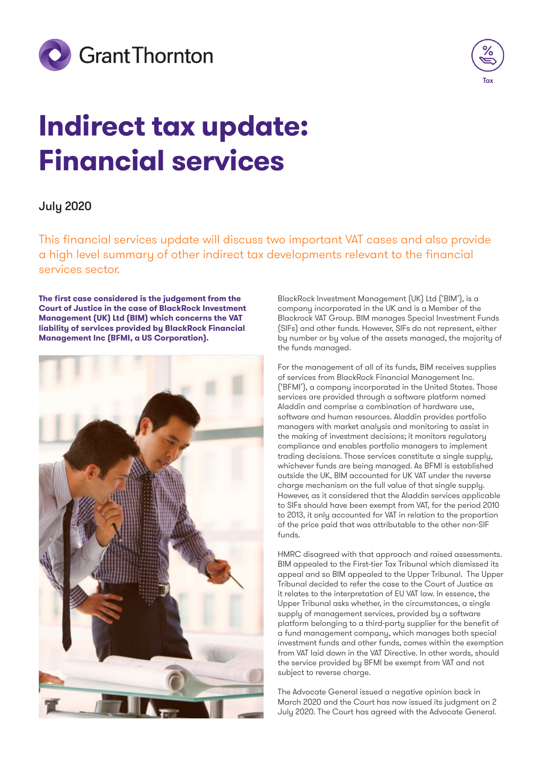Grant Thornton

Tax

# Indirect tax update: Financial services

July 2020

This financial services update will discuss two important VAT cases and also provide a high level summary of other indirect tax developments relevant to the financial services sector.

**The first case considered is the judgement from the Court of Justice in the case of BlackRock Investment Management (UK) Ltd (BIM) which concerns the VAT liability of services provided by BlackRock Financial Management Inc (BFMI, a US Corporation).**

BlackRock Investment Management (UK) Ltd ('BIM'), is a company incorporated in the UK and is a Member of the Blackrock VAT Group. BIM manages Special Investment Funds (SIFs) and other funds. However, SIFs do not represent, either by number or by value of the assets managed, the majority of the funds managed.

For the management of all of its funds, BIM receives supplies of services from BlackRock Financial Management Inc. ('BFMI'), a company incorporated in the United States. Those services are provided through a software platform named Aladdin and comprise a combination of hardware use, software and human resources. Aladdin provides portfolio managers with market analysis and monitoring to assist in the making of investment decisions; it monitors regulatory compliance and enables portfolio managers to implement trading decisions. Those services constitute a single supply, whichever funds are being managed. As BFMI is established outside the UK, BIM accounted for UK VAT under the reverse charge mechanism on the full value of that single supply. However, as it considered that the Aladdin services applicable to SIFs should have been exempt from VAT, for the period 2010 to 2013, it only accounted for VAT in relation to the proportion of the price paid that was attributable to the other non-SIF funds.

HMRC disagreed with that approach and raised assessments. BIM appealed to the First-tier Tax Tribunal which dismissed its appeal and so BIM appealed to the Upper Tribunal. The Upper Tribunal decided to refer the case to the Court of Justice as it relates to the interpretation of EU VAT law. In essence, the Upper Tribunal asks whether, in the circumstances, a single supply of management services, provided by a software platform belonging to a third-party supplier for the benefit of a fund management company, which manages both special investment funds and other funds, comes within the exemption from VAT laid down in the VAT Directive. In other words, should the service provided by BFMI be exempt from VAT and not subject to reverse charge.

The Advocate General issued a negative opinion back in March 2020 and the Court has now issued its judgment on 2 July 2020. The Court has agreed with the Advocate General.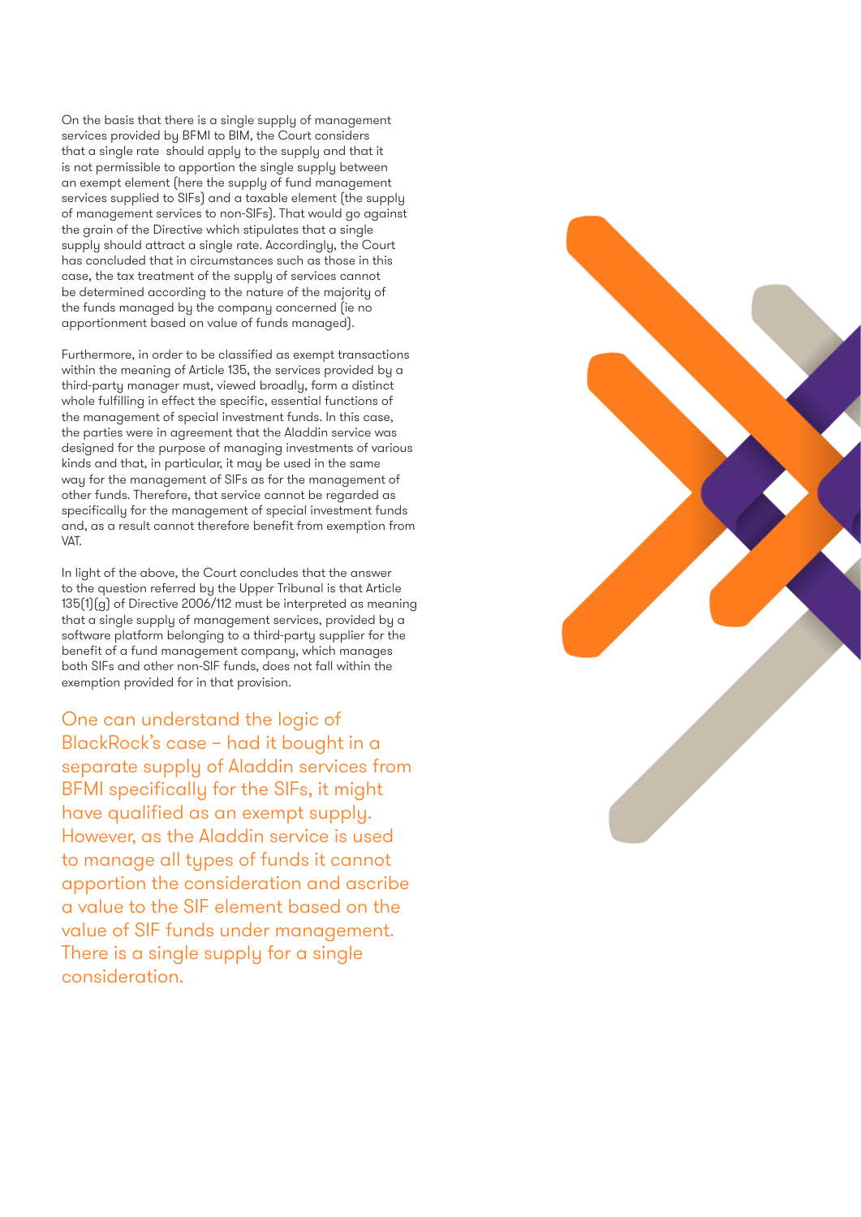On the basis that there is a single supply of management services provided by BFMI to BIM, the Court considers that a single rate should apply to the supply and that it is not permissible to apportion the single supply between an exempt element (here the supply of fund management services supplied to SIFs) and a taxable element (the supply of management services to non-SIFs). That would go against the grain of the Directive which stipulates that a single supply should attract a single rate. Accordingly, the Court has concluded that in circumstances such as those in this case, the tax treatment of the supply of services cannot be determined according to the nature of the majority of the funds managed by the company concerned (ie no apportionment based on value of funds managed).

Furthermore, in order to be classified as exempt transactions within the meaning of Article 135, the services provided by a third-party manager must, viewed broadly, form a distinct whole fulfilling in effect the specific, essential functions of the management of special investment funds. In this case, the parties were in agreement that the Aladdin service was designed for the purpose of managing investments of various kinds and that, in particular, it may be used in the same way for the management of SIFs as for the management of other funds. Therefore, that service cannot be regarded as specifically for the management of special investment funds and, as a result cannot therefore benefit from exemption from VAT.

In light of the above, the Court concludes that the answer to the question referred by the Upper Tribunal is that Article 135(1)(g) of Directive 2006/112 must be interpreted as meaning that a single supply of management services, provided by a software platform belonging to a third-party supplier for the benefit of a fund management company, which manages both SIFs and other non-SIF funds, does not fall within the exemption provided for in that provision.

One can understand the logic of BlackRock's case – had it bought in a separate supply of Aladdin services from BFMI specifically for the SIFs, it might have qualified as an exempt supply. However, as the Aladdin service is used to manage all types of funds it cannot apportion the consideration and ascribe a value to the SIF element based on the value of SIF funds under management. There is a single supply for a single consideration.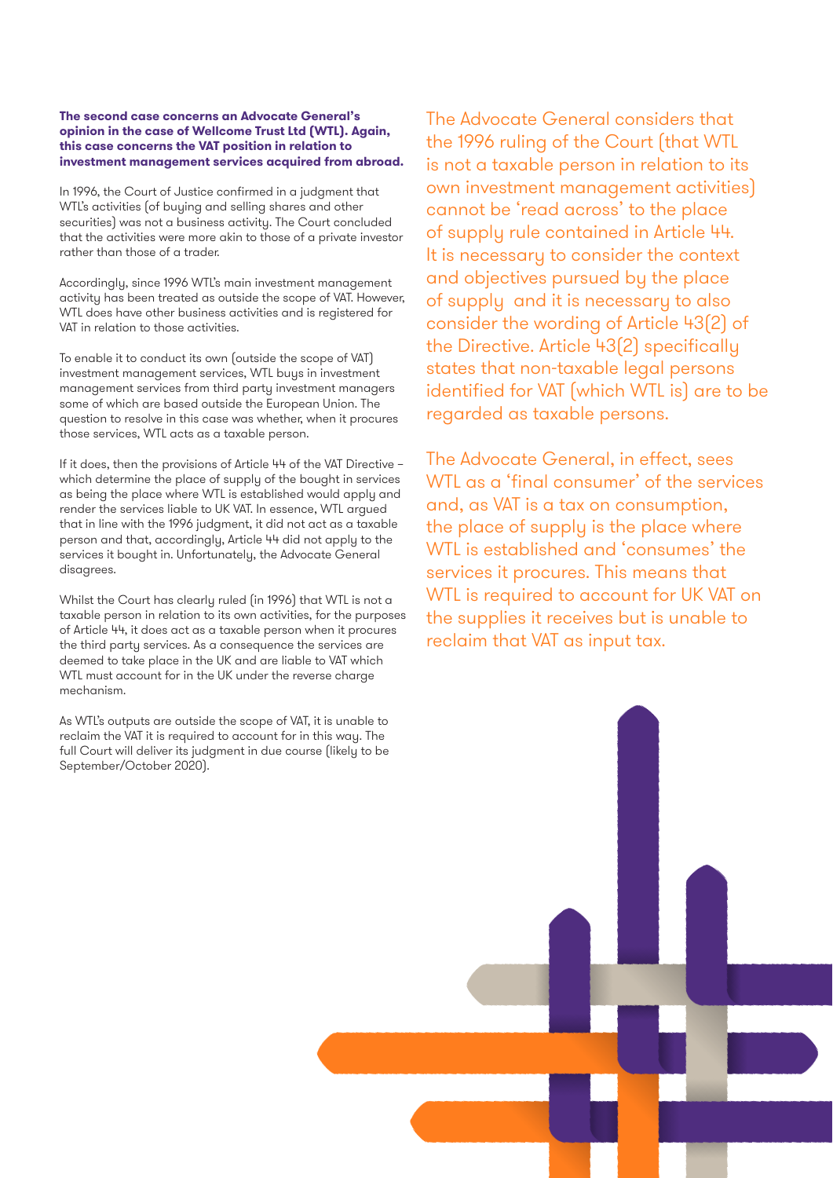**The second case concerns an Advocate General's opinion in the case of Wellcome Trust Ltd (WTL). Again, this case concerns the VAT position in relation to investment management services acquired from abroad.**

In 1996, the Court of Justice confirmed in a judgment that WTL's activities (of buying and selling shares and other securities) was not a business activity. The Court concluded that the activities were more akin to those of a private investor rather than those of a trader.

Accordingly, since 1996 WTL's main investment management activity has been treated as outside the scope of VAT. However, WTL does have other business activities and is registered for VAT in relation to those activities.

To enable it to conduct its own (outside the scope of VAT) investment management services, WTL buys in investment management services from third party investment managers some of which are based outside the European Union. The question to resolve in this case was whether, when it procures those services, WTL acts as a taxable person.

If it does, then the provisions of Article 44 of the VAT Directive – which determine the place of supply of the bought in services as being the place where WTL is established would apply and render the services liable to UK VAT. In essence, WTL argued that in line with the 1996 judgment, it did not act as a taxable person and that, accordingly, Article 44 did not apply to the services it bought in. Unfortunately, the Advocate General disagrees.

Whilst the Court has clearly ruled (in 1996) that WTL is not a taxable person in relation to its own activities, for the purposes of Article 44, it does act as a taxable person when it procures the third party services. As a consequence the services are deemed to take place in the UK and are liable to VAT which WTL must account for in the UK under the reverse charge mechanism.

As WTL's outputs are outside the scope of VAT, it is unable to reclaim the VAT it is required to account for in this way. The full Court will deliver its judgment in due course (likely to be September/October 2020).

The Advocate General considers that the 1996 ruling of the Court (that WTL is not a taxable person in relation to its own investment management activities) cannot be 'read across' to the place of supply rule contained in Article 44. It is necessary to consider the context and objectives pursued by the place of supply and it is necessary to also consider the wording of Article 43(2) of the Directive. Article 43(2) specifically states that non-taxable legal persons identified for VAT (which WTL is) are to be regarded as taxable persons.

The Advocate General, in effect, sees WTL as a 'final consumer' of the services and, as VAT is a tax on consumption, the place of supply is the place where WTL is established and 'consumes' the services it procures. This means that WTL is required to account for UK VAT on the supplies it receives but is unable to reclaim that VAT as input tax.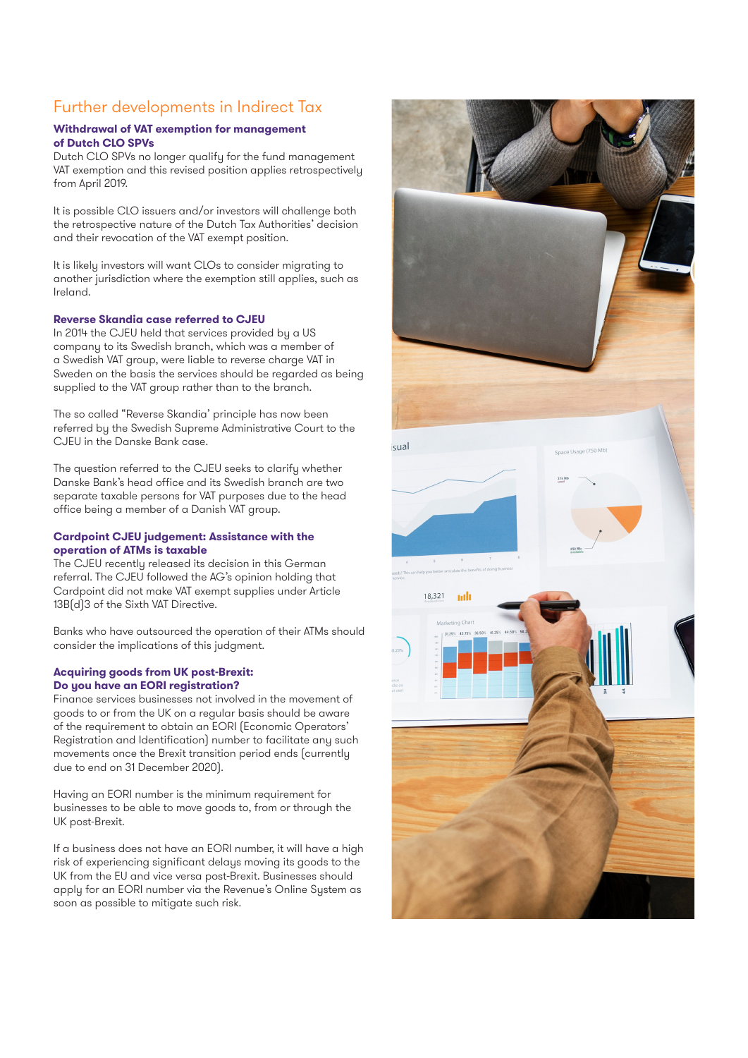# Further developments in Indirect Tax

### Withdrawal of VAT exemption for management of Dutch CLO SPVs

Dutch CLO SPVs no longer qualify for the fund management VAT exemption and this revised position applies retrospectively from April 2019.

It is possible CLO issuers and/or investors will challenge both the retrospective nature of the Dutch Tax Authorities' decision and their revocation of the VAT exempt position.

It is likely investors will want CLOs to consider migrating to another jurisdiction where the exemption still applies, such as Ireland.

### Reverse Skandia case referred to CJEU

In 2014 the CJEU held that services provided by a US company to its Swedish branch, which was a member of a Swedish VAT group, were liable to reverse charge VAT in Sweden on the basis the services should be regarded as being supplied to the VAT group rather than to the branch.

The so called "Reverse Skandia' principle has now been referred by the Swedish Supreme Administrative Court to the CJEU in the Danske Bank case.

The question referred to the CJEU seeks to clarify whether Danske Bank's head office and its Swedish branch are two separate taxable persons for VAT purposes due to the head office being a member of a Danish VAT group.

### Cardpoint CJEU judgement: Assistance with the operation of ATMs is taxable

The CJEU recently released its decision in this German referral. The CJEU followed the AG's opinion holding that Cardpoint did not make VAT exempt supplies under Article 13B(d)3 of the Sixth VAT Directive.

Banks who have outsourced the operation of their ATMs should consider the implications of this judgment.

### Acquiring goods from UK post-Brexit: Do you have an EORI registration?

Finance services businesses not involved in the movement of goods to or from the UK on a regular basis should be aware of the requirement to obtain an EORI (Economic Operators' Registration and Identification) number to facilitate any such movements once the Brexit transition period ends (currently due to end on 31 December 2020).

Having an EORI number is the minimum requirement for businesses to be able to move goods to, from or through the UK post-Brexit.

If a business does not have an EORI number, it will have a high risk of experiencing significant delays moving its goods to the UK from the EU and vice versa post-Brexit. Businesses should apply for an EORI number via the Revenue's Online System as soon as possible to mitigate such risk.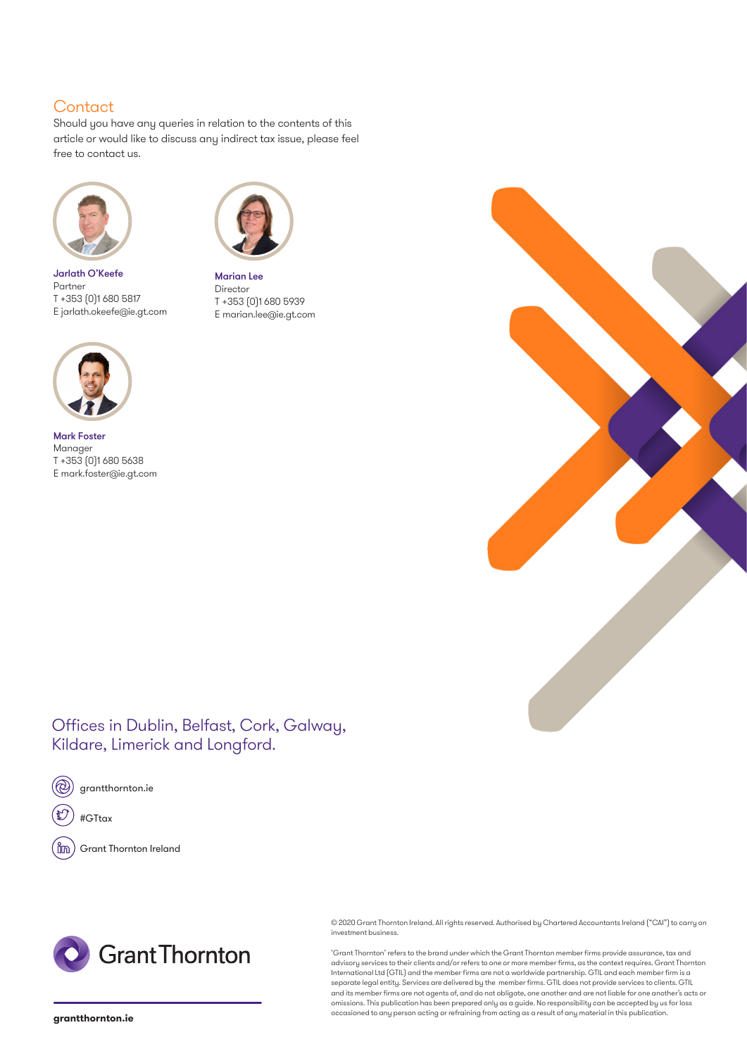## Contact

Should you have any queries in relation to the contents of this article or would like to discuss any indirect tax issue, please feel free to contact us.

**Jarlath O'Keefe**
Partner
T +353 (0)1 680 5817
E jarlath.okeefe@ie.gt.com

**Marian Lee**
Director
T +353 (0)1 680 5939
E marian.lee@ie.gt.com

**Mark Foster**
Manager
T +353 (0)1 680 5638
E mark.foster@ie.gt.com

Offices in Dublin, Belfast, Cork, Galway, Kildare, Limerick and Longford.

grantthornton.ie

#GTtax

Grant Thornton Ireland

Grant Thornton

**grantthornton.ie**

© 2020 Grant Thornton Ireland. All rights reserved. Authorised by Chartered Accountants Ireland ("CAI") to carry on investment business.

'Grant Thornton' refers to the brand under which the Grant Thornton member firms provide assurance, tax and advisory services to their clients and/or refers to one or more member firms, as the context requires. Grant Thornton International Ltd (GTIL) and the member firms are not a worldwide partnership. GTIL and each member firm is a separate legal entity. Services are delivered by the member firms. GTIL does not provide services to clients. GTIL and its member firms are not agents of, and do not obligate, one another and are not liable for one another's acts or omissions. This publication has been prepared only as a guide. No responsibility can be accepted by us for loss occasioned to any person acting or refraining from acting as a result of any material in this publication.